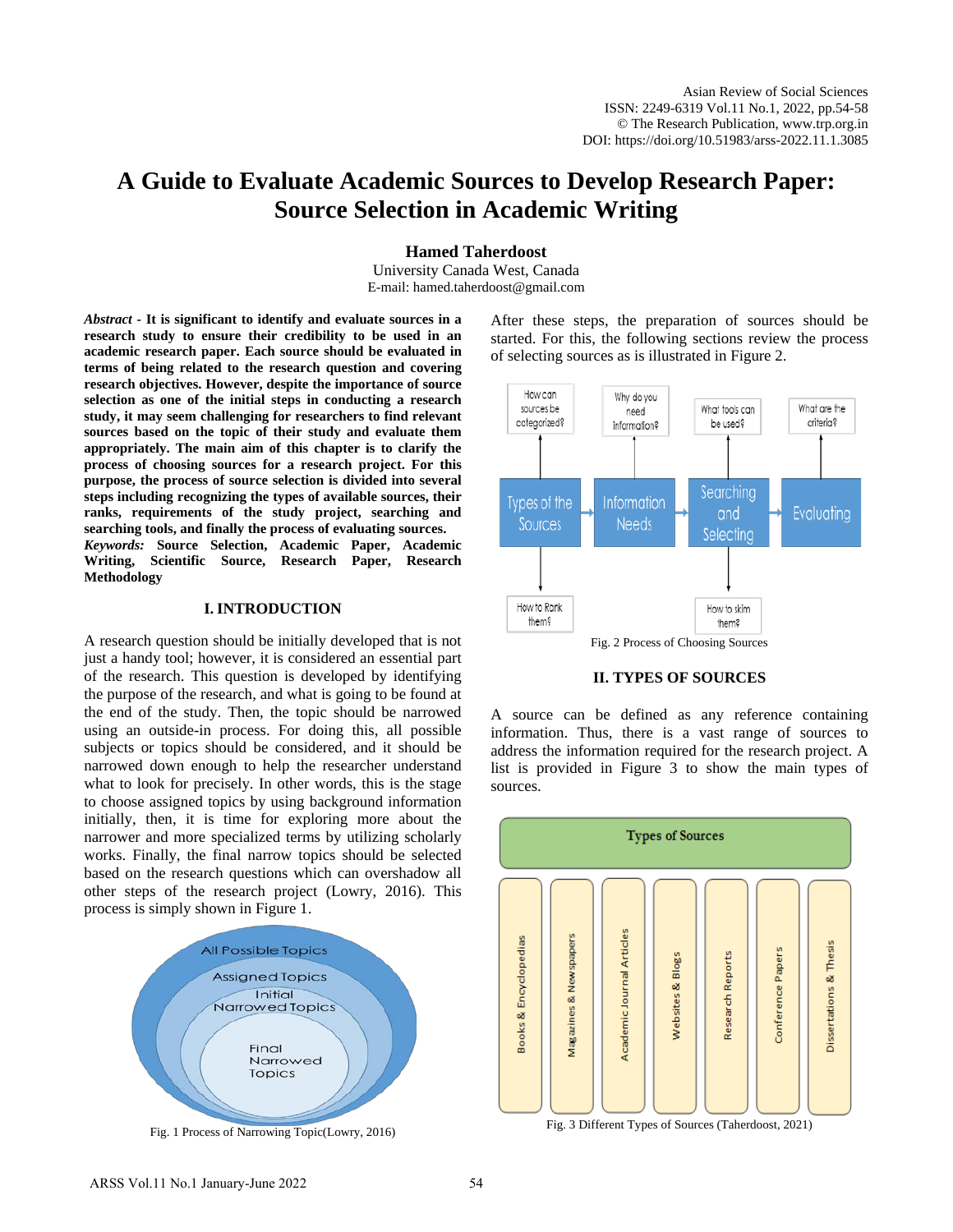# A Guide to Evaluate Academic Sources to Develop Research Paper: Source Selection in Academic Writing

**Hamed Taherdoost**

University Canada West, Canada

E-mail: hamed.taherdoost@gmail.com

***Abstract*** **- It is significant to identify and evaluate sources in a research study to ensure their credibility to be used in an academic research paper. Each source should be evaluated in terms of being related to the research question and covering research objectives. However, despite the importance of source selection as one of the initial steps in conducting a research study, it may seem challenging for researchers to find relevant sources based on the topic of their study and evaluate them appropriately. The main aim of this chapter is to clarify the process of choosing sources for a research project. For this purpose, the process of source selection is divided into several steps including recognizing the types of available sources, their ranks, requirements of the study project, searching and searching tools, and finally the process of evaluating sources.**

***Keywords:*** **Source Selection, Academic Paper, Academic Writing, Scientific Source, Research Paper, Research Methodology**

## I. INTRODUCTION

A research question should be initially developed that is not just a handy tool; however, it is considered an essential part of the research. This question is developed by identifying the purpose of the research, and what is going to be found at the end of the study. Then, the topic should be narrowed using an outside-in process. For doing this, all possible subjects or topics should be considered, and it should be narrowed down enough to help the researcher understand what to look for precisely. In other words, this is the stage to choose assigned topics by using background information initially, then, it is time for exploring more about the narrower and more specialized terms by utilizing scholarly works. Finally, the final narrow topics should be selected based on the research questions which can overshadow all other steps of the research project (Lowry, 2016). This process is simply shown in Figure 1.

All Possible Topics

Assigned Topics

Initial Narrowed Topics

Final Narrowed Topics

Fig. 1 Process of Narrowing Topic(Lowry, 2016)

After these steps, the preparation of sources should be started. For this, the following sections review the process of selecting sources as is illustrated in Figure 2.

Types of the Sources → Information Needs → Searching and Selecting → Evaluating

How can sources be categorized?

How to Rank them?

Why do you need information?

What tools can be used?

How to skim them?

What are the criteria?

Fig. 2 Process of Choosing Sources

## II. TYPES OF SOURCES

A source can be defined as any reference containing information. Thus, there is a vast range of sources to address the information required for the research project. A list is provided in Figure 3 to show the main types of sources.

Types of Sources

- Books & Encyclopedias
- Magazines & Newspapers
- Academic Journal Articles
- Websites & Blogs
- Research Reports
- Conference Papers
- Dissertations & Thesis

Fig. 3 Different Types of Sources (Taherdoost, 2021)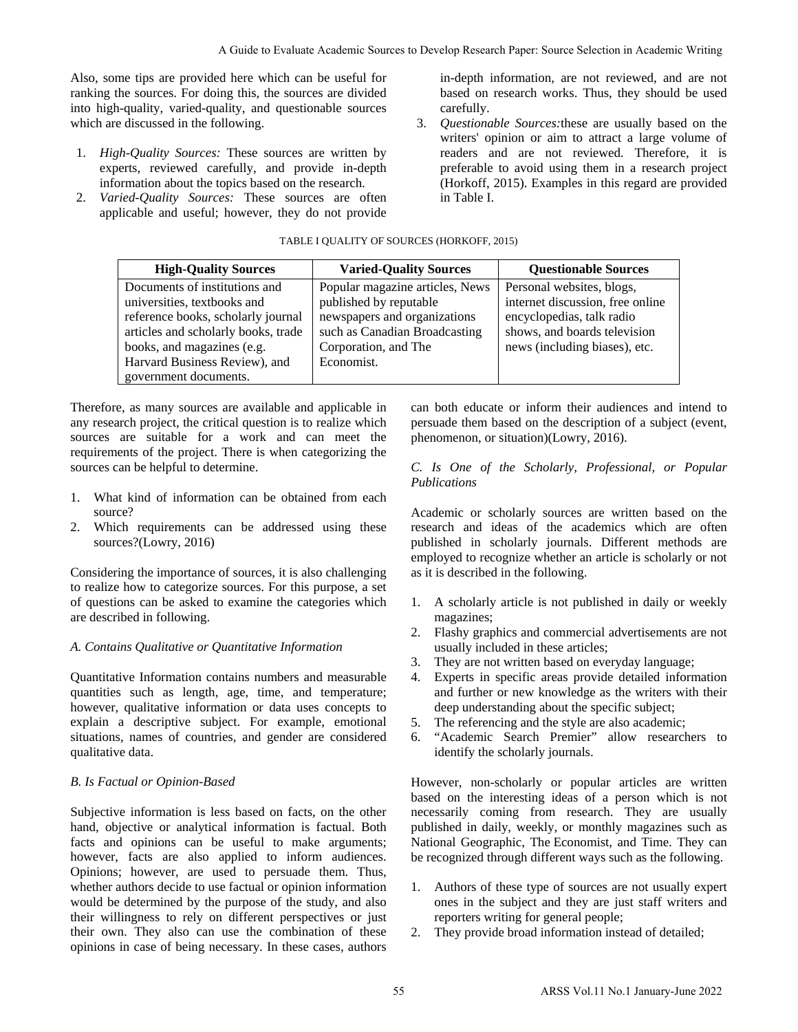Also, some tips are provided here which can be useful for ranking the sources. For doing this, the sources are divided into high-quality, varied-quality, and questionable sources which are discussed in the following.

1. *High-Quality Sources:* These sources are written by experts, reviewed carefully, and provide in-depth information about the topics based on the research.
2. *Varied-Quality Sources:* These sources are often applicable and useful; however, they do not provide in-depth information, are not reviewed, and are not based on research works. Thus, they should be used carefully.
3. *Questionable Sources:*these are usually based on the writers' opinion or aim to attract a large volume of readers and are not reviewed. Therefore, it is preferable to avoid using them in a research project (Horkoff, 2015). Examples in this regard are provided in Table I.

TABLE I QUALITY OF SOURCES (HORKOFF, 2015)

| High-Quality Sources | Varied-Quality Sources | Questionable Sources |
|---|---|---|
| Documents of institutions and universities, textbooks and reference books, scholarly journal articles and scholarly books, trade books, and magazines (e.g. Harvard Business Review), and government documents. | Popular magazine articles, News published by reputable newspapers and organizations such as Canadian Broadcasting Corporation, and The Economist. | Personal websites, blogs, internet discussion, free online encyclopedias, talk radio shows, and boards television news (including biases), etc. |

Therefore, as many sources are available and applicable in any research project, the critical question is to realize which sources are suitable for a work and can meet the requirements of the project. There is when categorizing the sources can be helpful to determine.

1. What kind of information can be obtained from each source?
2. Which requirements can be addressed using these sources?(Lowry, 2016)

Considering the importance of sources, it is also challenging to realize how to categorize sources. For this purpose, a set of questions can be asked to examine the categories which are described in following.

### *A. Contains Qualitative or Quantitative Information*

Quantitative Information contains numbers and measurable quantities such as length, age, time, and temperature; however, qualitative information or data uses concepts to explain a descriptive subject. For example, emotional situations, names of countries, and gender are considered qualitative data.

### *B. Is Factual or Opinion-Based*

Subjective information is less based on facts, on the other hand, objective or analytical information is factual. Both facts and opinions can be useful to make arguments; however, facts are also applied to inform audiences. Opinions; however, are used to persuade them. Thus, whether authors decide to use factual or opinion information would be determined by the purpose of the study, and also their willingness to rely on different perspectives or just their own. They also can use the combination of these opinions in case of being necessary. In these cases, authors can both educate or inform their audiences and intend to persuade them based on the description of a subject (event, phenomenon, or situation)(Lowry, 2016).

### *C. Is One of the Scholarly, Professional, or Popular Publications*

Academic or scholarly sources are written based on the research and ideas of the academics which are often published in scholarly journals. Different methods are employed to recognize whether an article is scholarly or not as it is described in the following.

1. A scholarly article is not published in daily or weekly magazines;
2. Flashy graphics and commercial advertisements are not usually included in these articles;
3. They are not written based on everyday language;
4. Experts in specific areas provide detailed information and further or new knowledge as the writers with their deep understanding about the specific subject;
5. The referencing and the style are also academic;
6. "Academic Search Premier" allow researchers to identify the scholarly journals.

However, non-scholarly or popular articles are written based on the interesting ideas of a person which is not necessarily coming from research. They are usually published in daily, weekly, or monthly magazines such as National Geographic, The Economist, and Time. They can be recognized through different ways such as the following.

1. Authors of these type of sources are not usually expert ones in the subject and they are just staff writers and reporters writing for general people;
2. They provide broad information instead of detailed;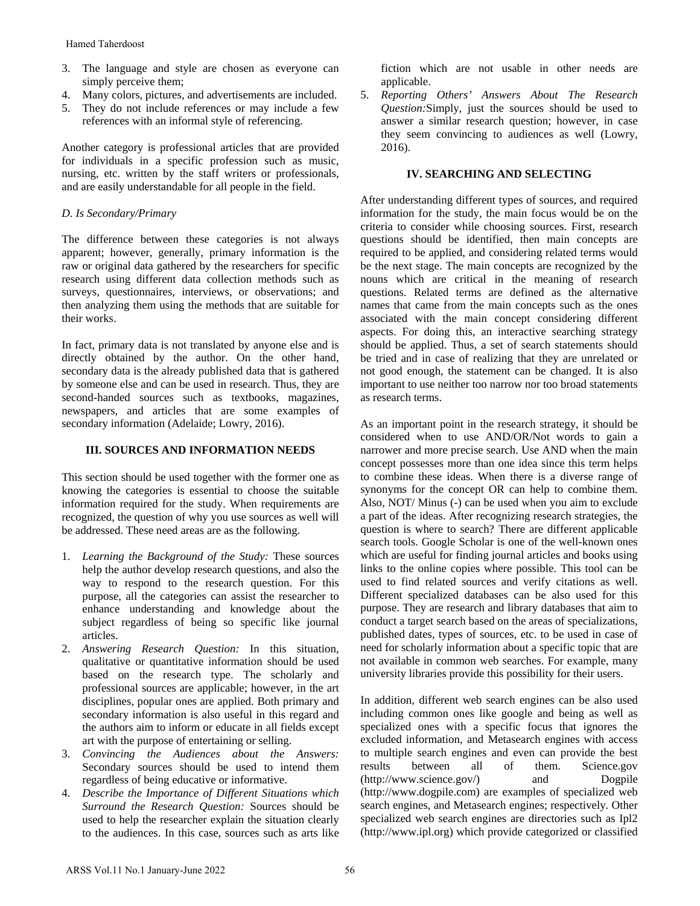3. The language and style are chosen as everyone can simply perceive them;
4. Many colors, pictures, and advertisements are included.
5. They do not include references or may include a few references with an informal style of referencing.

Another category is professional articles that are provided for individuals in a specific profession such as music, nursing, etc. written by the staff writers or professionals, and are easily understandable for all people in the field.

### *D. Is Secondary/Primary*

The difference between these categories is not always apparent; however, generally, primary information is the raw or original data gathered by the researchers for specific research using different data collection methods such as surveys, questionnaires, interviews, or observations; and then analyzing them using the methods that are suitable for their works.

In fact, primary data is not translated by anyone else and is directly obtained by the author. On the other hand, secondary data is the already published data that is gathered by someone else and can be used in research. Thus, they are second-handed sources such as textbooks, magazines, newspapers, and articles that are some examples of secondary information (Adelaide; Lowry, 2016).

## III. SOURCES AND INFORMATION NEEDS

This section should be used together with the former one as knowing the categories is essential to choose the suitable information required for the study. When requirements are recognized, the question of why you use sources as well will be addressed. These need areas are as the following.

1. *Learning the Background of the Study:* These sources help the author develop research questions, and also the way to respond to the research question. For this purpose, all the categories can assist the researcher to enhance understanding and knowledge about the subject regardless of being so specific like journal articles.
2. *Answering Research Question:* In this situation, qualitative or quantitative information should be used based on the research type. The scholarly and professional sources are applicable; however, in the art disciplines, popular ones are applied. Both primary and secondary information is also useful in this regard and the authors aim to inform or educate in all fields except art with the purpose of entertaining or selling.
3. *Convincing the Audiences about the Answers:* Secondary sources should be used to intend them regardless of being educative or informative.
4. *Describe the Importance of Different Situations which Surround the Research Question:* Sources should be used to help the researcher explain the situation clearly to the audiences. In this case, sources such as arts like fiction which are not usable in other needs are applicable.
5. *Reporting Others' Answers About The Research Question:*Simply, just the sources should be used to answer a similar research question; however, in case they seem convincing to audiences as well (Lowry, 2016).

## IV. SEARCHING AND SELECTING

After understanding different types of sources, and required information for the study, the main focus would be on the criteria to consider while choosing sources. First, research questions should be identified, then main concepts are required to be applied, and considering related terms would be the next stage. The main concepts are recognized by the nouns which are critical in the meaning of research questions. Related terms are defined as the alternative names that came from the main concepts such as the ones associated with the main concept considering different aspects. For doing this, an interactive searching strategy should be applied. Thus, a set of search statements should be tried and in case of realizing that they are unrelated or not good enough, the statement can be changed. It is also important to use neither too narrow nor too broad statements as research terms.

As an important point in the research strategy, it should be considered when to use AND/OR/Not words to gain a narrower and more precise search. Use AND when the main concept possesses more than one idea since this term helps to combine these ideas. When there is a diverse range of synonyms for the concept OR can help to combine them. Also, NOT/ Minus (-) can be used when you aim to exclude a part of the ideas. After recognizing research strategies, the question is where to search? There are different applicable search tools. Google Scholar is one of the well-known ones which are useful for finding journal articles and books using links to the online copies where possible. This tool can be used to find related sources and verify citations as well. Different specialized databases can be also used for this purpose. They are research and library databases that aim to conduct a target search based on the areas of specializations, published dates, types of sources, etc. to be used in case of need for scholarly information about a specific topic that are not available in common web searches. For example, many university libraries provide this possibility for their users.

In addition, different web search engines can be also used including common ones like google and being as well as specialized ones with a specific focus that ignores the excluded information, and Metasearch engines with access to multiple search engines and even can provide the best results between all of them. Science.gov (http://www.science.gov/) and Dogpile (http://www.dogpile.com) are examples of specialized web search engines, and Metasearch engines; respectively. Other specialized web search engines are directories such as Ipl2 (http://www.ipl.org) which provide categorized or classified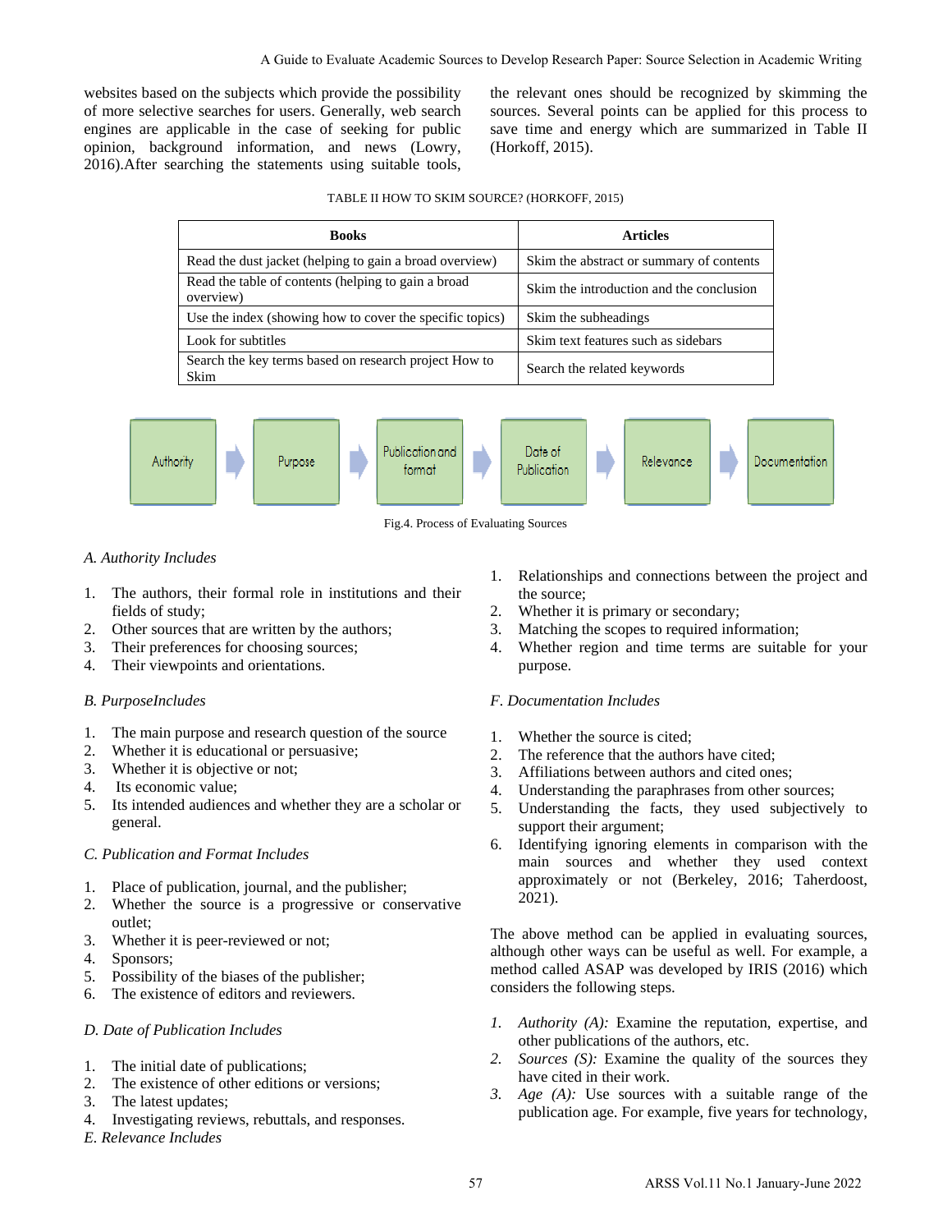websites based on the subjects which provide the possibility of more selective searches for users. Generally, web search engines are applicable in the case of seeking for public opinion, background information, and news (Lowry, 2016).After searching the statements using suitable tools, the relevant ones should be recognized by skimming the sources. Several points can be applied for this process to save time and energy which are summarized in Table II (Horkoff, 2015).

TABLE II HOW TO SKIM SOURCE? (HORKOFF, 2015)

| Books | Articles |
| --- | --- |
| Read the dust jacket (helping to gain a broad overview) | Skim the abstract or summary of contents |
| Read the table of contents (helping to gain a broad overview) | Skim the introduction and the conclusion |
| Use the index (showing how to cover the specific topics) | Skim the subheadings |
| Look for subtitles | Skim text features such as sidebars |
| Search the key terms based on research project How to Skim | Search the related keywords |

Authority → Purpose → Publication and format → Date of Publication → Relevance → Documentation

Fig.4. Process of Evaluating Sources

*A. Authority Includes*

1. The authors, their formal role in institutions and their fields of study;
2. Other sources that are written by the authors;
3. Their preferences for choosing sources;
4. Their viewpoints and orientations.

*B. PurposeIncludes*

1. The main purpose and research question of the source
2. Whether it is educational or persuasive;
3. Whether it is objective or not;
4. Its economic value;
5. Its intended audiences and whether they are a scholar or general.

*C. Publication and Format Includes*

1. Place of publication, journal, and the publisher;
2. Whether the source is a progressive or conservative outlet;
3. Whether it is peer-reviewed or not;
4. Sponsors;
5. Possibility of the biases of the publisher;
6. The existence of editors and reviewers.

*D. Date of Publication Includes*

1. The initial date of publications;
2. The existence of other editions or versions;
3. The latest updates;
4. Investigating reviews, rebuttals, and responses.

*E. Relevance Includes*

1. Relationships and connections between the project and the source;
2. Whether it is primary or secondary;
3. Matching the scopes to required information;
4. Whether region and time terms are suitable for your purpose.

*F. Documentation Includes*

1. Whether the source is cited;
2. The reference that the authors have cited;
3. Affiliations between authors and cited ones;
4. Understanding the paraphrases from other sources;
5. Understanding the facts, they used subjectively to support their argument;
6. Identifying ignoring elements in comparison with the main sources and whether they used context approximately or not (Berkeley, 2016; Taherdoost, 2021).

The above method can be applied in evaluating sources, although other ways can be useful as well. For example, a method called ASAP was developed by IRIS (2016) which considers the following steps.

1. *Authority (A):* Examine the reputation, expertise, and other publications of the authors, etc.
2. *Sources (S):* Examine the quality of the sources they have cited in their work.
3. *Age (A):* Use sources with a suitable range of the publication age. For example, five years for technology,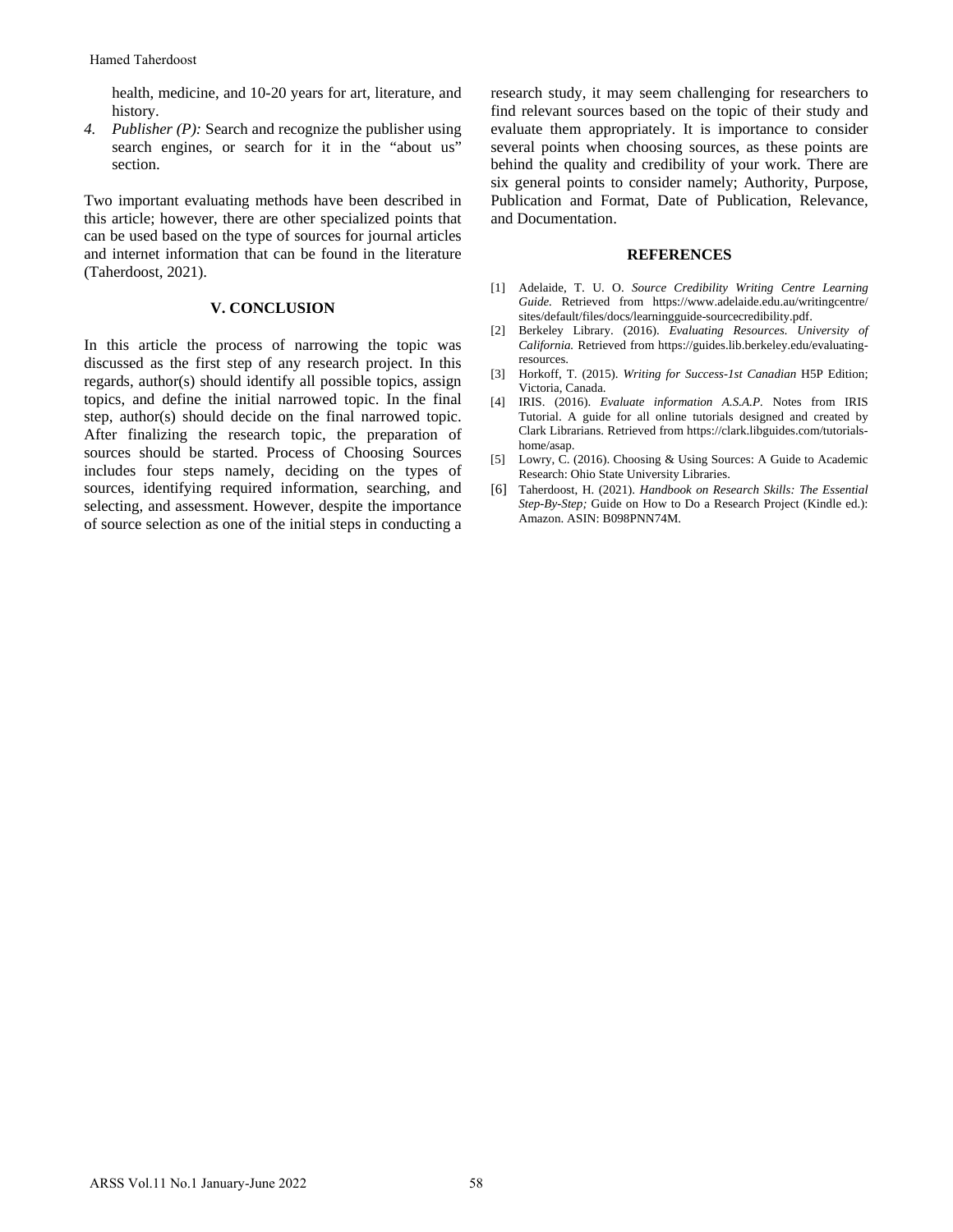health, medicine, and 10-20 years for art, literature, and history.

4. *Publisher (P):* Search and recognize the publisher using search engines, or search for it in the "about us" section.

Two important evaluating methods have been described in this article; however, there are other specialized points that can be used based on the type of sources for journal articles and internet information that can be found in the literature (Taherdoost, 2021).

## V. CONCLUSION

In this article the process of narrowing the topic was discussed as the first step of any research project. In this regards, author(s) should identify all possible topics, assign topics, and define the initial narrowed topic. In the final step, author(s) should decide on the final narrowed topic. After finalizing the research topic, the preparation of sources should be started. Process of Choosing Sources includes four steps namely, deciding on the types of sources, identifying required information, searching, and selecting, and assessment. However, despite the importance of source selection as one of the initial steps in conducting a research study, it may seem challenging for researchers to find relevant sources based on the topic of their study and evaluate them appropriately. It is importance to consider several points when choosing sources, as these points are behind the quality and credibility of your work. There are six general points to consider namely; Authority, Purpose, Publication and Format, Date of Publication, Relevance, and Documentation.

## REFERENCES

[1] Adelaide, T. U. O. *Source Credibility Writing Centre Learning Guide.* Retrieved from https://www.adelaide.edu.au/writingcentre/sites/default/files/docs/learningguide-sourcecredibility.pdf.

[2] Berkeley Library. (2016). *Evaluating Resources. University of California.* Retrieved from https://guides.lib.berkeley.edu/evaluating-resources.

[3] Horkoff, T. (2015). *Writing for Success-1st Canadian* H5P Edition; Victoria, Canada.

[4] IRIS. (2016). *Evaluate information A.S.A.P.* Notes from IRIS Tutorial. A guide for all online tutorials designed and created by Clark Librarians. Retrieved from https://clark.libguides.com/tutorials-home/asap.

[5] Lowry, C. (2016). Choosing & Using Sources: A Guide to Academic Research: Ohio State University Libraries.

[6] Taherdoost, H. (2021). *Handbook on Research Skills: The Essential Step-By-Step;* Guide on How to Do a Research Project (Kindle ed.): Amazon. ASIN: B098PNN74M.